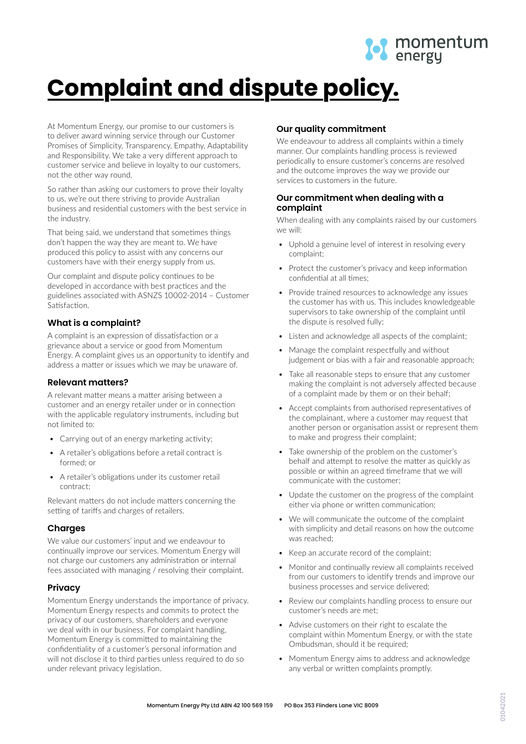# Complaint and dispute policy.

At Momentum Energy, our promise to our customers is to deliver award winning service through our Customer Promises of Simplicity, Transparency, Empathy, Adaptability and Responsibility. We take a very different approach to customer service and believe in loyalty to our customers, not the other way round.

So rather than asking our customers to prove their loyalty to us, we're out there striving to provide Australian business and residential customers with the best service in the industry.

That being said, we understand that sometimes things don't happen the way they are meant to. We have produced this policy to assist with any concerns our customers have with their energy supply from us.

Our complaint and dispute policy continues to be developed in accordance with best practices and the guidelines associated with ASNZS 10002-2014 – Customer Satisfaction.

### What is a complaint?

A complaint is an expression of dissatisfaction or a grievance about a service or good from Momentum Energy. A complaint gives us an opportunity to identify and address a matter or issues which we may be unaware of.

### Relevant matters?

A relevant matter means a matter arising between a customer and an energy retailer under or in connection with the applicable regulatory instruments, including but not limited to:

- Carrying out of an energy marketing activity;
- A retailer's obligations before a retail contract is formed; or
- A retailer's obligations under its customer retail contract;

Relevant matters do not include matters concerning the setting of tariffs and charges of retailers.

### Charges

We value our customers' input and we endeavour to continually improve our services. Momentum Energy will not charge our customers any administration or internal fees associated with managing / resolving their complaint.

### Privacy

Momentum Energy understands the importance of privacy. Momentum Energy respects and commits to protect the privacy of our customers, shareholders and everyone we deal with in our business. For complaint handling, Momentum Energy is committed to maintaining the confidentiality of a customer's personal information and will not disclose it to third parties unless required to do so under relevant privacy legislation.

### Our quality commitment

We endeavour to address all complaints within a timely manner. Our complaints handling process is reviewed periodically to ensure customer's concerns are resolved and the outcome improves the way we provide our services to customers in the future.

### Our commitment when dealing with a complaint

When dealing with any complaints raised by our customers we will:

- Uphold a genuine level of interest in resolving every complaint;
- Protect the customer's privacy and keep information confidential at all times;
- Provide trained resources to acknowledge any issues the customer has with us. This includes knowledgeable supervisors to take ownership of the complaint until the dispute is resolved fully;
- Listen and acknowledge all aspects of the complaint;
- Manage the complaint respectfully and without judgement or bias with a fair and reasonable approach;
- Take all reasonable steps to ensure that any customer making the complaint is not adversely affected because of a complaint made by them or on their behalf;
- Accept complaints from authorised representatives of the complainant, where a customer may request that another person or organisation assist or represent them to make and progress their complaint;
- Take ownership of the problem on the customer's behalf and attempt to resolve the matter as quickly as possible or within an agreed timeframe that we will communicate with the customer;
- Update the customer on the progress of the complaint either via phone or written communication;
- We will communicate the outcome of the complaint with simplicity and detail reasons on how the outcome was reached;
- Keep an accurate record of the complaint;
- Monitor and continually review all complaints received from our customers to identify trends and improve our business processes and service delivered;
- Review our complaints handling process to ensure our customer's needs are met;
- Advise customers on their right to escalate the complaint within Momentum Energy, or with the state Ombudsman, should it be required;
- Momentum Energy aims to address and acknowledge any verbal or written complaints promptly.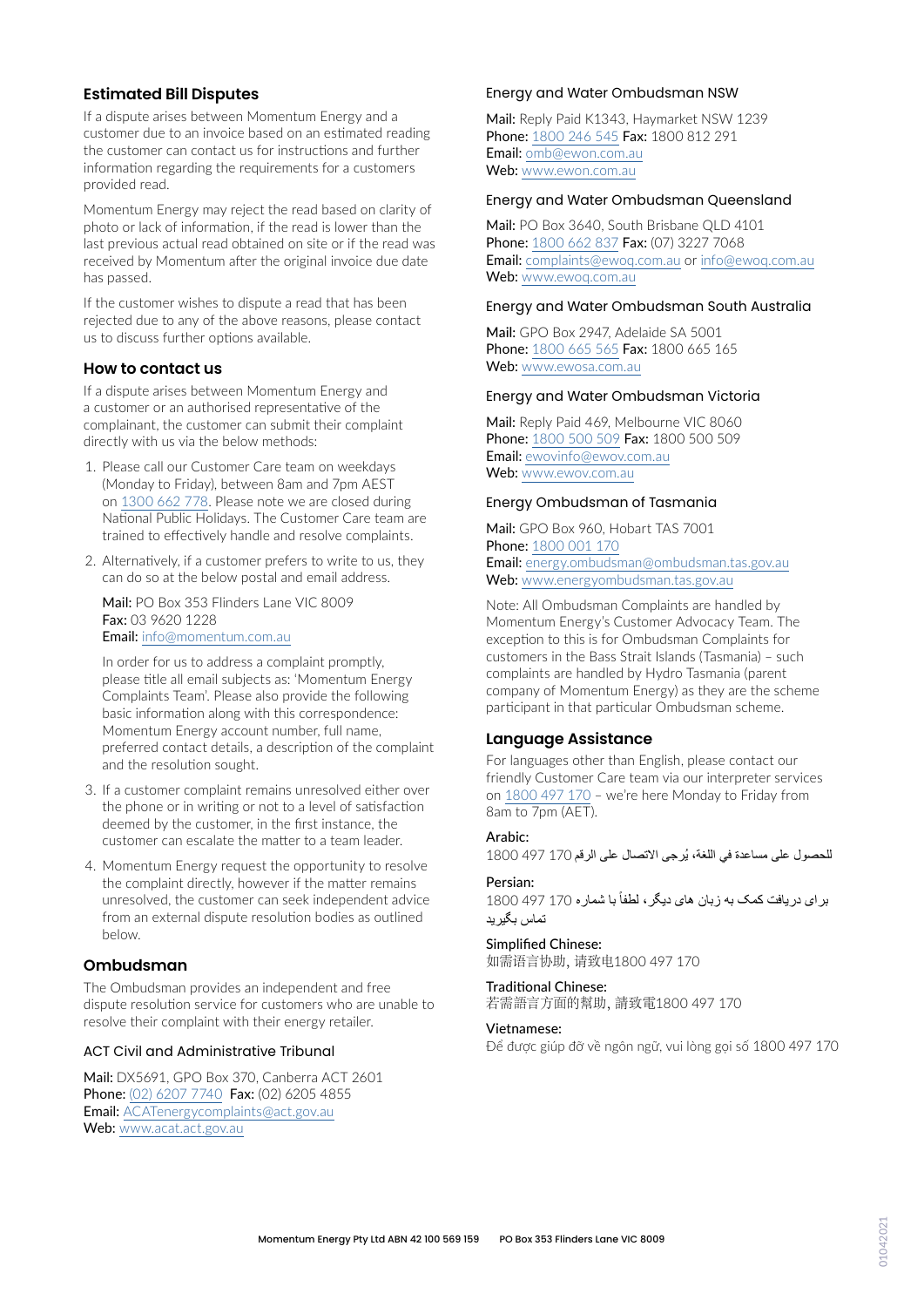## Estimated Bill Disputes

If a dispute arises between Momentum Energy and a customer due to an invoice based on an estimated reading the customer can contact us for instructions and further information regarding the requirements for a customers provided read.

Momentum Energy may reject the read based on clarity of photo or lack of information, if the read is lower than the last previous actual read obtained on site or if the read was received by Momentum after the original invoice due date has passed.

If the customer wishes to dispute a read that has been rejected due to any of the above reasons, please contact us to discuss further options available.

## How to contact us

If a dispute arises between Momentum Energy and a customer or an authorised representative of the complainant, the customer can submit their complaint directly with us via the below methods:

1. Please call our Customer Care team on weekdays (Monday to Friday), between 8am and 7pm AEST on 1300 662 778. Please note we are closed during National Public Holidays. The Customer Care team are trained to effectively handle and resolve complaints.
2. Alternatively, if a customer prefers to write to us, they can do so at the below postal and email address.

   **Mail:** PO Box 353 Flinders Lane VIC 8009
   **Fax:** 03 9620 1228
   **Email:** info@momentum.com.au

   In order for us to address a complaint promptly, please title all email subjects as: 'Momentum Energy Complaints Team'. Please also provide the following basic information along with this correspondence: Momentum Energy account number, full name, preferred contact details, a description of the complaint and the resolution sought.
3. If a customer complaint remains unresolved either over the phone or in writing or not to a level of satisfaction deemed by the customer, in the first instance, the customer can escalate the matter to a team leader.
4. Momentum Energy request the opportunity to resolve the complaint directly, however if the matter remains unresolved, the customer can seek independent advice from an external dispute resolution bodies as outlined below.

## Ombudsman

The Ombudsman provides an independent and free dispute resolution service for customers who are unable to resolve their complaint with their energy retailer.

### ACT Civil and Administrative Tribunal

**Mail:** DX5691, GPO Box 370, Canberra ACT 2601
**Phone:** (02) 6207 7740 **Fax:** (02) 6205 4855
**Email:** ACATenergycomplaints@act.gov.au
**Web:** www.acat.act.gov.au

### Energy and Water Ombudsman NSW

**Mail:** Reply Paid K1343, Haymarket NSW 1239
**Phone:** 1800 246 545 **Fax:** 1800 812 291
**Email:** omb@ewon.com.au
**Web:** www.ewon.com.au

### Energy and Water Ombudsman Queensland

**Mail:** PO Box 3640, South Brisbane QLD 4101
**Phone:** 1800 662 837 **Fax:** (07) 3227 7068
**Email:** complaints@ewoq.com.au or info@ewoq.com.au
**Web:** www.ewoq.com.au

### Energy and Water Ombudsman South Australia

**Mail:** GPO Box 2947, Adelaide SA 5001
**Phone:** 1800 665 565 **Fax:** 1800 665 165
**Web:** www.ewosa.com.au

### Energy and Water Ombudsman Victoria

**Mail:** Reply Paid 469, Melbourne VIC 8060
**Phone:** 1800 500 509 **Fax:** 1800 500 509
**Email:** ewovinfo@ewov.com.au
**Web:** www.ewov.com.au

### Energy Ombudsman of Tasmania

**Mail:** GPO Box 960, Hobart TAS 7001
**Phone:** 1800 001 170
**Email:** energy.ombudsman@ombudsman.tas.gov.au
**Web:** www.energyombudsman.tas.gov.au

Note: All Ombudsman Complaints are handled by Momentum Energy's Customer Advocacy Team. The exception to this is Ombudsman Complaints for customers in the Bass Strait Islands (Tasmania) – such complaints are handled by Hydro Tasmania (parent company of Momentum Energy) as they are the scheme participant in that particular Ombudsman scheme.

## Language Assistance

For languages other than English, please contact our friendly Customer Care team via our interpreter services on 1800 497 170 – we're here Monday to Friday from 8am to 7pm (AET).

Arabic:
للحصول على مساعدة في اللغة، يُرجى الاتصال على الرقم 170 497 1800

Persian:
برای دریافت کمک به زبان های دیگر، لطفاً با شماره 170 497 1800 تماس بگیرید

Simplified Chinese:
如需语言协助, 请致电1800 497 170

Traditional Chinese:
若需語言方面的幫助, 請致電1800 497 170

Vietnamese:
Để được giúp đỡ về ngôn ngữ, vui lòng gọi số 1800 497 170

Momentum Energy Pty Ltd ABN 42 100 569 159 PO Box 353 Flinders Lane VIC 8009